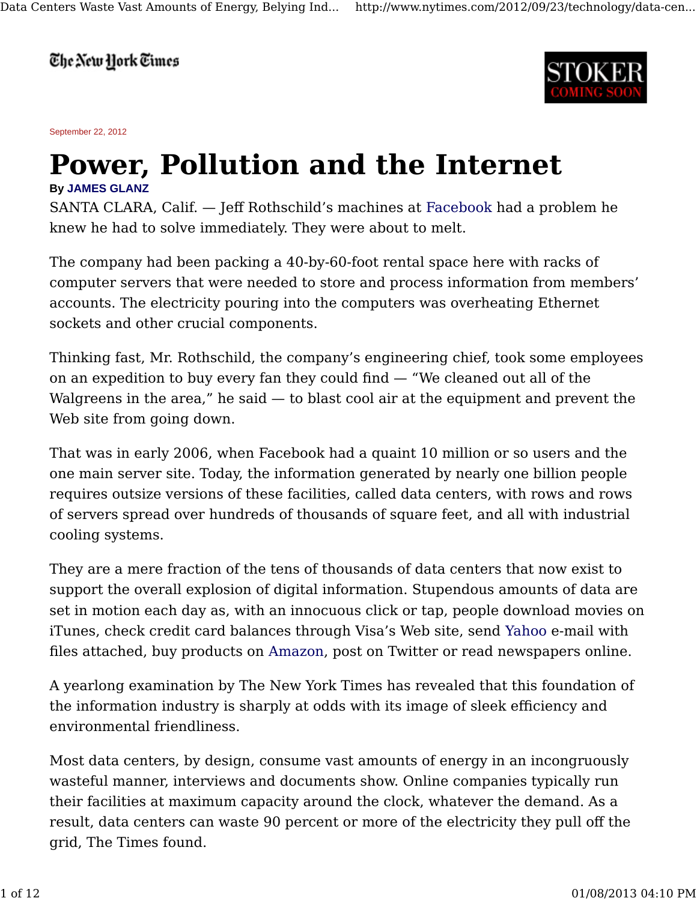The New York Times

September 22, 2012

# Power, Pollution and the Internet

**By JAMES GLANZ**

SANTA CLARA, Calif. — Jeff Rothschild's machines at Facebook had a problem he knew he had to solve immediately. They were about to melt.

The company had been packing a 40-by-60-foot rental space here with racks of computer servers that were needed to store and process information from members' accounts. The electricity pouring into the computers was overheating Ethernet sockets and other crucial components.

Thinking fast, Mr. Rothschild, the company's engineering chief, took some employees on an expedition to buy every fan they could find — "We cleaned out all of the Walgreens in the area," he said — to blast cool air at the equipment and prevent the Web site from going down.

That was in early 2006, when Facebook had a quaint 10 million or so users and the one main server site. Today, the information generated by nearly one billion people requires outsize versions of these facilities, called data centers, with rows and rows of servers spread over hundreds of thousands of square feet, and all with industrial cooling systems.

They are a mere fraction of the tens of thousands of data centers that now exist to support the overall explosion of digital information. Stupendous amounts of data are set in motion each day as, with an innocuous click or tap, people download movies on iTunes, check credit card balances through Visa's Web site, send Yahoo e-mail with files attached, buy products on Amazon, post on Twitter or read newspapers online.

A yearlong examination by The New York Times has revealed that this foundation of the information industry is sharply at odds with its image of sleek efficiency and environmental friendliness.

Most data centers, by design, consume vast amounts of energy in an incongruously wasteful manner, interviews and documents show. Online companies typically run their facilities at maximum capacity around the clock, whatever the demand. As a result, data centers can waste 90 percent or more of the electricity they pull off the grid, The Times found.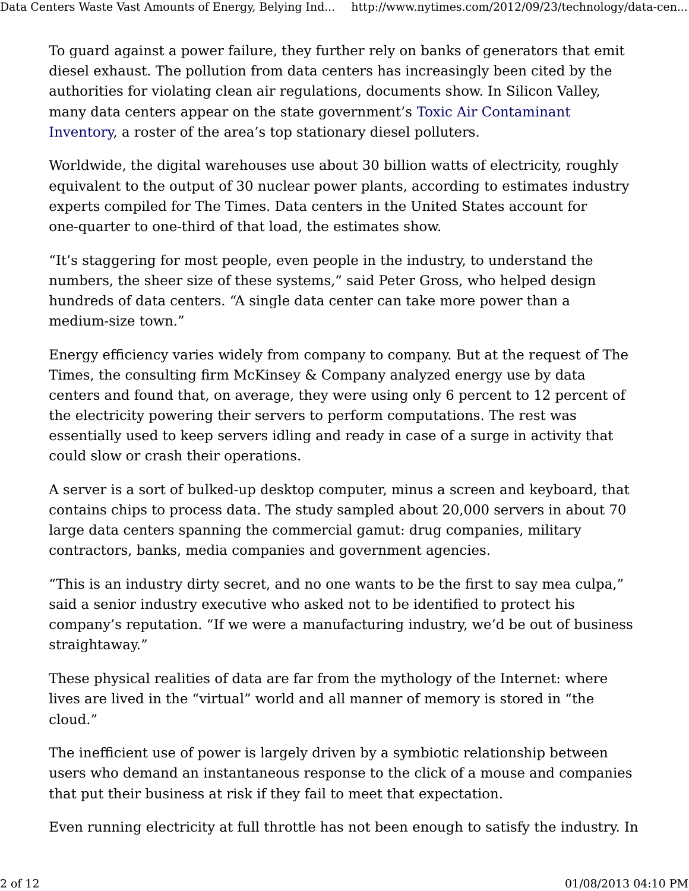To guard against a power failure, they further rely on banks of generators that emit diesel exhaust. The pollution from data centers has increasingly been cited by the authorities for violating clean air regulations, documents show. In Silicon Valley, many data centers appear on the state government's Toxic Air Contaminant Inventory, a roster of the area's top stationary diesel polluters.

Worldwide, the digital warehouses use about 30 billion watts of electricity, roughly equivalent to the output of 30 nuclear power plants, according to estimates industry experts compiled for The Times. Data centers in the United States account for one-quarter to one-third of that load, the estimates show.

"It's staggering for most people, even people in the industry, to understand the numbers, the sheer size of these systems," said Peter Gross, who helped design hundreds of data centers. "A single data center can take more power than a medium-size town."

Energy efficiency varies widely from company to company. But at the request of The Times, the consulting firm McKinsey & Company analyzed energy use by data centers and found that, on average, they were using only 6 percent to 12 percent of the electricity powering their servers to perform computations. The rest was essentially used to keep servers idling and ready in case of a surge in activity that could slow or crash their operations.

A server is a sort of bulked-up desktop computer, minus a screen and keyboard, that contains chips to process data. The study sampled about 20,000 servers in about 70 large data centers spanning the commercial gamut: drug companies, military contractors, banks, media companies and government agencies.

"This is an industry dirty secret, and no one wants to be the first to say mea culpa," said a senior industry executive who asked not to be identified to protect his company's reputation. "If we were a manufacturing industry, we'd be out of business straightaway."

These physical realities of data are far from the mythology of the Internet: where lives are lived in the "virtual" world and all manner of memory is stored in "the cloud."

The inefficient use of power is largely driven by a symbiotic relationship between users who demand an instantaneous response to the click of a mouse and companies that put their business at risk if they fail to meet that expectation.

Even running electricity at full throttle has not been enough to satisfy the industry. In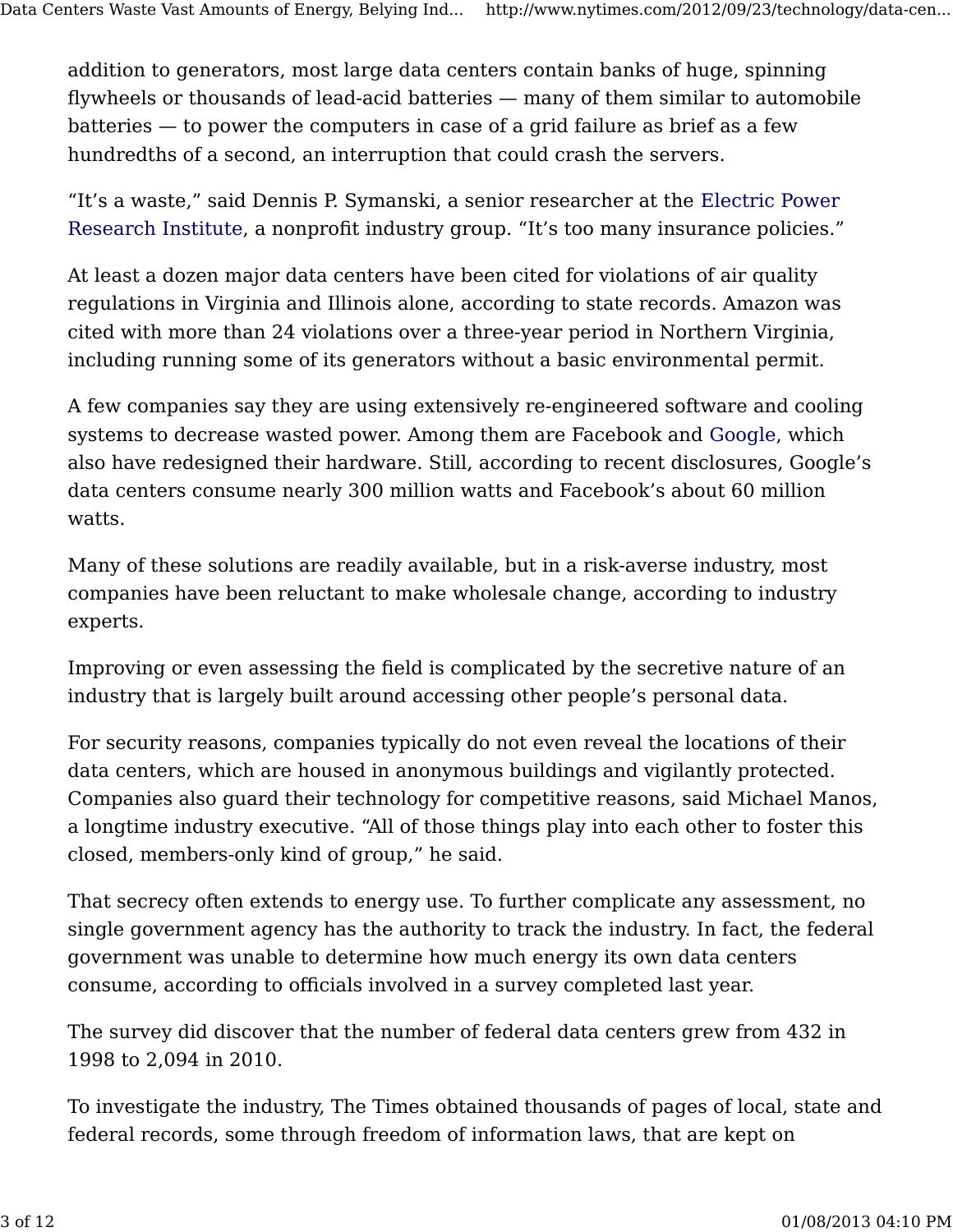addition to generators, most large data centers contain banks of huge, spinning flywheels or thousands of lead-acid batteries — many of them similar to automobile batteries — to power the computers in case of a grid failure as brief as a few hundredths of a second, an interruption that could crash the servers.

"It's a waste," said Dennis P. Symanski, a senior researcher at the Electric Power Research Institute, a nonprofit industry group. "It's too many insurance policies."

At least a dozen major data centers have been cited for violations of air quality regulations in Virginia and Illinois alone, according to state records. Amazon was cited with more than 24 violations over a three-year period in Northern Virginia, including running some of its generators without a basic environmental permit.

A few companies say they are using extensively re-engineered software and cooling systems to decrease wasted power. Among them are Facebook and Google, which also have redesigned their hardware. Still, according to recent disclosures, Google's data centers consume nearly 300 million watts and Facebook's about 60 million watts.

Many of these solutions are readily available, but in a risk-averse industry, most companies have been reluctant to make wholesale change, according to industry experts.

Improving or even assessing the field is complicated by the secretive nature of an industry that is largely built around accessing other people's personal data.

For security reasons, companies typically do not even reveal the locations of their data centers, which are housed in anonymous buildings and vigilantly protected. Companies also guard their technology for competitive reasons, said Michael Manos, a longtime industry executive. "All of those things play into each other to foster this closed, members-only kind of group," he said.

That secrecy often extends to energy use. To further complicate any assessment, no single government agency has the authority to track the industry. In fact, the federal government was unable to determine how much energy its own data centers consume, according to officials involved in a survey completed last year.

The survey did discover that the number of federal data centers grew from 432 in 1998 to 2,094 in 2010.

To investigate the industry, The Times obtained thousands of pages of local, state and federal records, some through freedom of information laws, that are kept on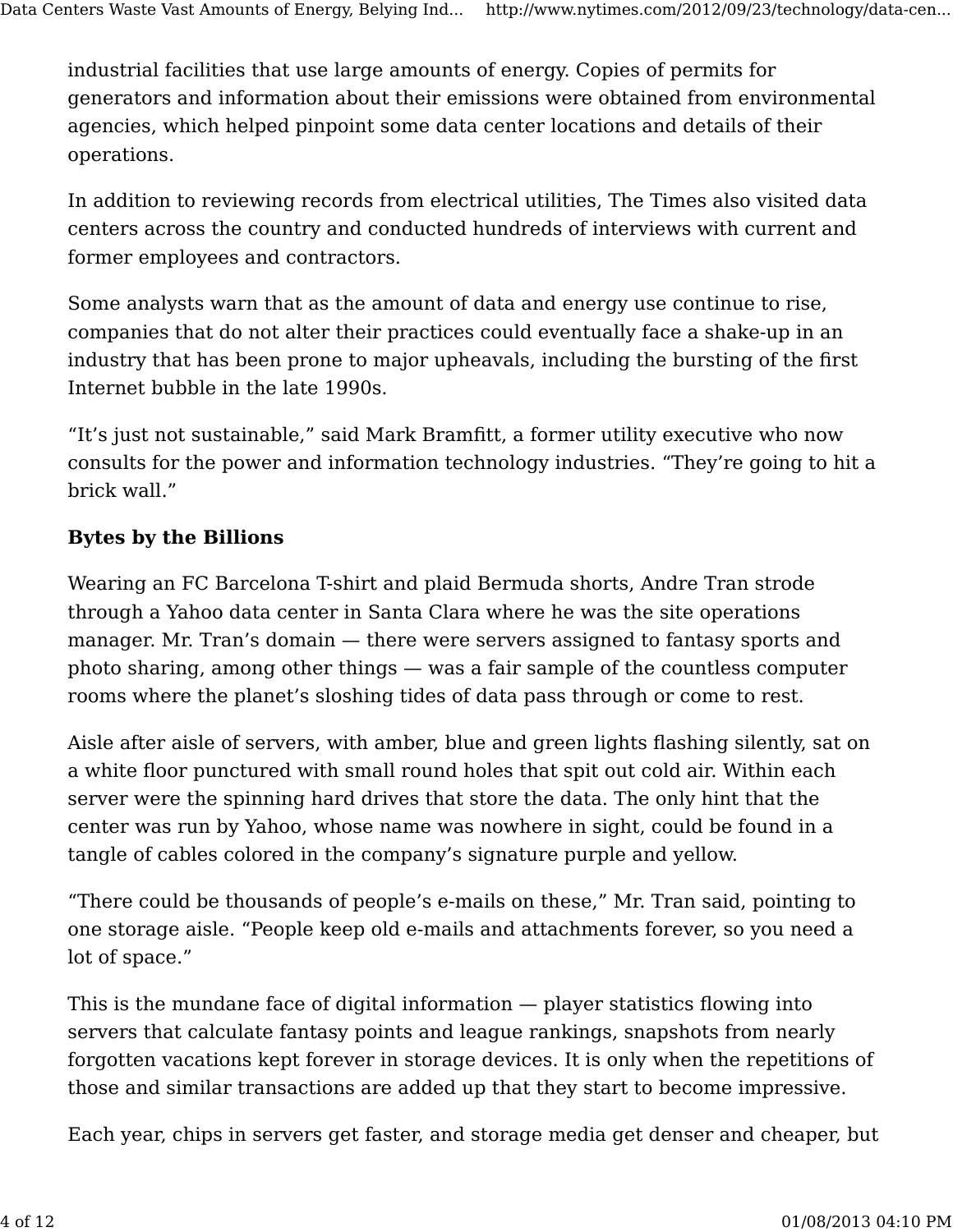industrial facilities that use large amounts of energy. Copies of permits for generators and information about their emissions were obtained from environmental agencies, which helped pinpoint some data center locations and details of their operations.

In addition to reviewing records from electrical utilities, The Times also visited data centers across the country and conducted hundreds of interviews with current and former employees and contractors.

Some analysts warn that as the amount of data and energy use continue to rise, companies that do not alter their practices could eventually face a shake-up in an industry that has been prone to major upheavals, including the bursting of the first Internet bubble in the late 1990s.

“It’s just not sustainable,” said Mark Bramfitt, a former utility executive who now consults for the power and information technology industries. “They’re going to hit a brick wall.”

**Bytes by the Billions**

Wearing an FC Barcelona T-shirt and plaid Bermuda shorts, Andre Tran strode through a Yahoo data center in Santa Clara where he was the site operations manager. Mr. Tran’s domain — there were servers assigned to fantasy sports and photo sharing, among other things — was a fair sample of the countless computer rooms where the planet’s sloshing tides of data pass through or come to rest.

Aisle after aisle of servers, with amber, blue and green lights flashing silently, sat on a white floor punctured with small round holes that spit out cold air. Within each server were the spinning hard drives that store the data. The only hint that the center was run by Yahoo, whose name was nowhere in sight, could be found in a tangle of cables colored in the company’s signature purple and yellow.

“There could be thousands of people’s e-mails on these,” Mr. Tran said, pointing to one storage aisle. “People keep old e-mails and attachments forever, so you need a lot of space.”

This is the mundane face of digital information — player statistics flowing into servers that calculate fantasy points and league rankings, snapshots from nearly forgotten vacations kept forever in storage devices. It is only when the repetitions of those and similar transactions are added up that they start to become impressive.

Each year, chips in servers get faster, and storage media get denser and cheaper, but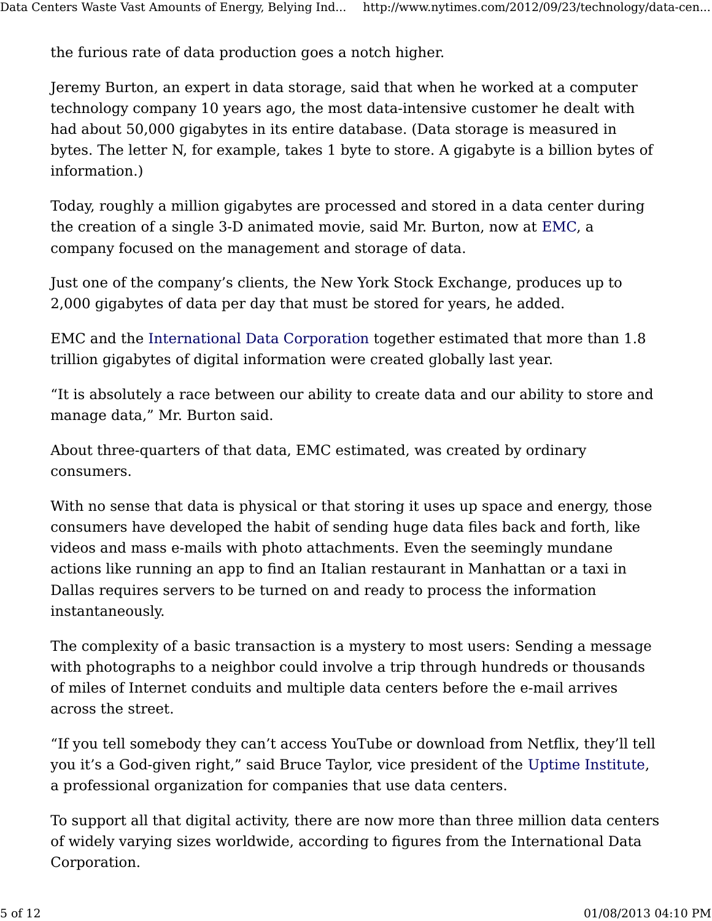the furious rate of data production goes a notch higher.

Jeremy Burton, an expert in data storage, said that when he worked at a computer technology company 10 years ago, the most data-intensive customer he dealt with had about 50,000 gigabytes in its entire database. (Data storage is measured in bytes. The letter N, for example, takes 1 byte to store. A gigabyte is a billion bytes of information.)

Today, roughly a million gigabytes are processed and stored in a data center during the creation of a single 3-D animated movie, said Mr. Burton, now at EMC, a company focused on the management and storage of data.

Just one of the company's clients, the New York Stock Exchange, produces up to 2,000 gigabytes of data per day that must be stored for years, he added.

EMC and the International Data Corporation together estimated that more than 1.8 trillion gigabytes of digital information were created globally last year.

"It is absolutely a race between our ability to create data and our ability to store and manage data," Mr. Burton said.

About three-quarters of that data, EMC estimated, was created by ordinary consumers.

With no sense that data is physical or that storing it uses up space and energy, those consumers have developed the habit of sending huge data files back and forth, like videos and mass e-mails with photo attachments. Even the seemingly mundane actions like running an app to find an Italian restaurant in Manhattan or a taxi in Dallas requires servers to be turned on and ready to process the information instantaneously.

The complexity of a basic transaction is a mystery to most users: Sending a message with photographs to a neighbor could involve a trip through hundreds or thousands of miles of Internet conduits and multiple data centers before the e-mail arrives across the street.

"If you tell somebody they can't access YouTube or download from Netflix, they'll tell you it's a God-given right," said Bruce Taylor, vice president of the Uptime Institute, a professional organization for companies that use data centers.

To support all that digital activity, there are now more than three million data centers of widely varying sizes worldwide, according to figures from the International Data Corporation.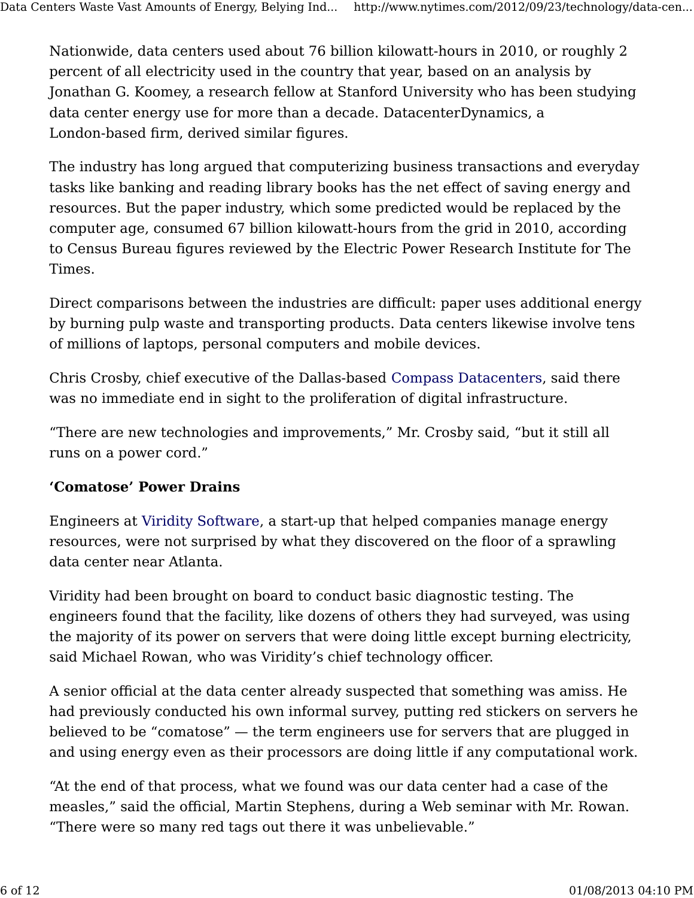Nationwide, data centers used about 76 billion kilowatt-hours in 2010, or roughly 2 percent of all electricity used in the country that year, based on an analysis by Jonathan G. Koomey, a research fellow at Stanford University who has been studying data center energy use for more than a decade. DatacenterDynamics, a London-based firm, derived similar figures.

The industry has long argued that computerizing business transactions and everyday tasks like banking and reading library books has the net effect of saving energy and resources. But the paper industry, which some predicted would be replaced by the computer age, consumed 67 billion kilowatt-hours from the grid in 2010, according to Census Bureau figures reviewed by the Electric Power Research Institute for The Times.

Direct comparisons between the industries are difficult: paper uses additional energy by burning pulp waste and transporting products. Data centers likewise involve tens of millions of laptops, personal computers and mobile devices.

Chris Crosby, chief executive of the Dallas-based Compass Datacenters, said there was no immediate end in sight to the proliferation of digital infrastructure.

“There are new technologies and improvements,” Mr. Crosby said, “but it still all runs on a power cord.”

**‘Comatose’ Power Drains**

Engineers at Viridity Software, a start-up that helped companies manage energy resources, were not surprised by what they discovered on the floor of a sprawling data center near Atlanta.

Viridity had been brought on board to conduct basic diagnostic testing. The engineers found that the facility, like dozens of others they had surveyed, was using the majority of its power on servers that were doing little except burning electricity, said Michael Rowan, who was Viridity’s chief technology officer.

A senior official at the data center already suspected that something was amiss. He had previously conducted his own informal survey, putting red stickers on servers he believed to be “comatose” — the term engineers use for servers that are plugged in and using energy even as their processors are doing little if any computational work.

“At the end of that process, what we found was our data center had a case of the measles,” said the official, Martin Stephens, during a Web seminar with Mr. Rowan. “There were so many red tags out there it was unbelievable.”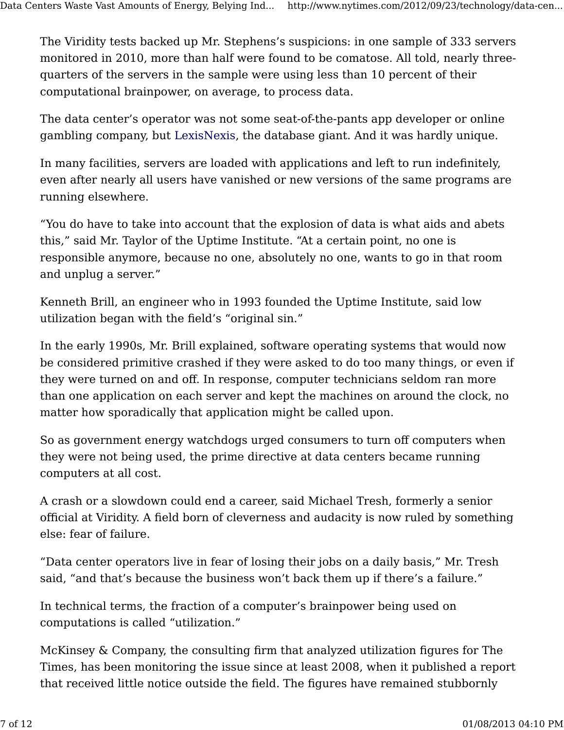The Viridity tests backed up Mr. Stephens's suspicions: in one sample of 333 servers monitored in 2010, more than half were found to be comatose. All told, nearly three-quarters of the servers in the sample were using less than 10 percent of their computational brainpower, on average, to process data.

The data center's operator was not some seat-of-the-pants app developer or online gambling company, but LexisNexis, the database giant. And it was hardly unique.

In many facilities, servers are loaded with applications and left to run indefinitely, even after nearly all users have vanished or new versions of the same programs are running elsewhere.

"You do have to take into account that the explosion of data is what aids and abets this," said Mr. Taylor of the Uptime Institute. "At a certain point, no one is responsible anymore, because no one, absolutely no one, wants to go in that room and unplug a server."

Kenneth Brill, an engineer who in 1993 founded the Uptime Institute, said low utilization began with the field's "original sin."

In the early 1990s, Mr. Brill explained, software operating systems that would now be considered primitive crashed if they were asked to do too many things, or even if they were turned on and off. In response, computer technicians seldom ran more than one application on each server and kept the machines on around the clock, no matter how sporadically that application might be called upon.

So as government energy watchdogs urged consumers to turn off computers when they were not being used, the prime directive at data centers became running computers at all cost.

A crash or a slowdown could end a career, said Michael Tresh, formerly a senior official at Viridity. A field born of cleverness and audacity is now ruled by something else: fear of failure.

"Data center operators live in fear of losing their jobs on a daily basis," Mr. Tresh said, "and that's because the business won't back them up if there's a failure."

In technical terms, the fraction of a computer's brainpower being used on computations is called "utilization."

McKinsey & Company, the consulting firm that analyzed utilization figures for The Times, has been monitoring the issue since at least 2008, when it published a report that received little notice outside the field. The figures have remained stubbornly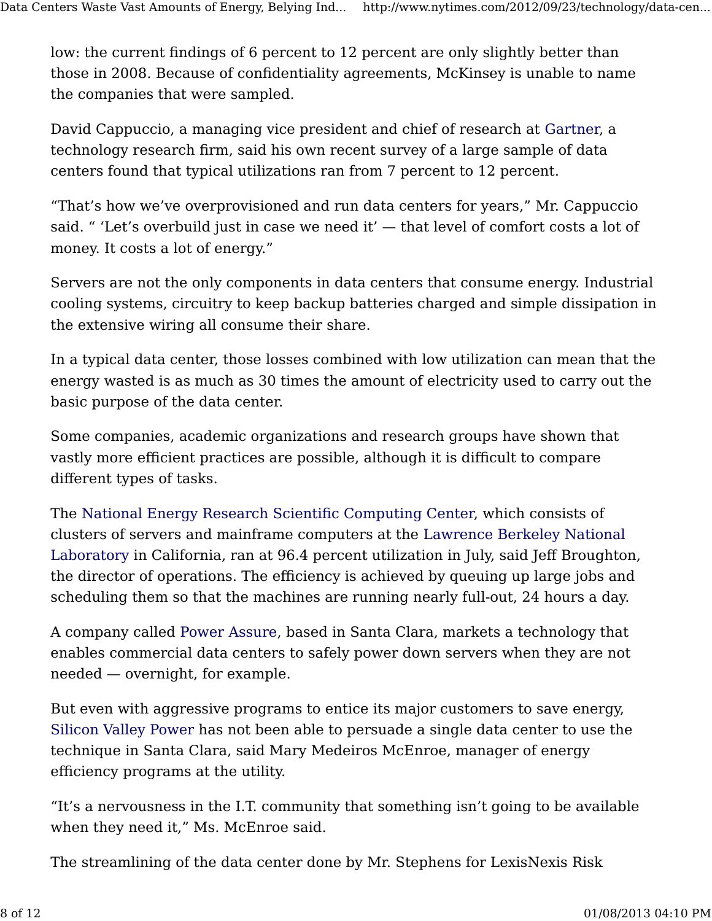low: the current findings of 6 percent to 12 percent are only slightly better than those in 2008. Because of confidentiality agreements, McKinsey is unable to name the companies that were sampled.

David Cappuccio, a managing vice president and chief of research at Gartner, a technology research firm, said his own recent survey of a large sample of data centers found that typical utilizations ran from 7 percent to 12 percent.

"That's how we've overprovisioned and run data centers for years," Mr. Cappuccio said. " 'Let's overbuild just in case we need it' — that level of comfort costs a lot of money. It costs a lot of energy."

Servers are not the only components in data centers that consume energy. Industrial cooling systems, circuitry to keep backup batteries charged and simple dissipation in the extensive wiring all consume their share.

In a typical data center, those losses combined with low utilization can mean that the energy wasted is as much as 30 times the amount of electricity used to carry out the basic purpose of the data center.

Some companies, academic organizations and research groups have shown that vastly more efficient practices are possible, although it is difficult to compare different types of tasks.

The National Energy Research Scientific Computing Center, which consists of clusters of servers and mainframe computers at the Lawrence Berkeley National Laboratory in California, ran at 96.4 percent utilization in July, said Jeff Broughton, the director of operations. The efficiency is achieved by queuing up large jobs and scheduling them so that the machines are running nearly full-out, 24 hours a day.

A company called Power Assure, based in Santa Clara, markets a technology that enables commercial data centers to safely power down servers when they are not needed — overnight, for example.

But even with aggressive programs to entice its major customers to save energy, Silicon Valley Power has not been able to persuade a single data center to use the technique in Santa Clara, said Mary Medeiros McEnroe, manager of energy efficiency programs at the utility.

"It's a nervousness in the I.T. community that something isn't going to be available when they need it," Ms. McEnroe said.

The streamlining of the data center done by Mr. Stephens for LexisNexis Risk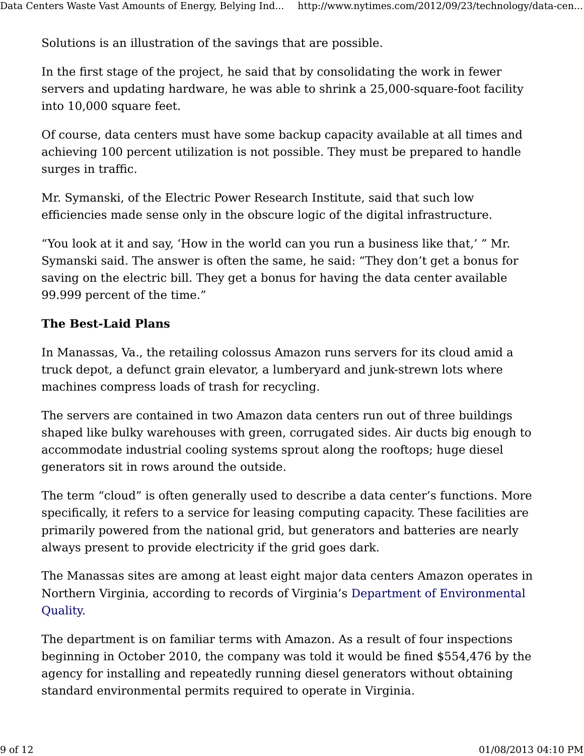Solutions is an illustration of the savings that are possible.

In the first stage of the project, he said that by consolidating the work in fewer servers and updating hardware, he was able to shrink a 25,000-square-foot facility into 10,000 square feet.

Of course, data centers must have some backup capacity available at all times and achieving 100 percent utilization is not possible. They must be prepared to handle surges in traffic.

Mr. Symanski, of the Electric Power Research Institute, said that such low efficiencies made sense only in the obscure logic of the digital infrastructure.

"You look at it and say, 'How in the world can you run a business like that,' " Mr. Symanski said. The answer is often the same, he said: "They don't get a bonus for saving on the electric bill. They get a bonus for having the data center available 99.999 percent of the time."

**The Best-Laid Plans**

In Manassas, Va., the retailing colossus Amazon runs servers for its cloud amid a truck depot, a defunct grain elevator, a lumberyard and junk-strewn lots where machines compress loads of trash for recycling.

The servers are contained in two Amazon data centers run out of three buildings shaped like bulky warehouses with green, corrugated sides. Air ducts big enough to accommodate industrial cooling systems sprout along the rooftops; huge diesel generators sit in rows around the outside.

The term "cloud" is often generally used to describe a data center's functions. More specifically, it refers to a service for leasing computing capacity. These facilities are primarily powered from the national grid, but generators and batteries are nearly always present to provide electricity if the grid goes dark.

The Manassas sites are among at least eight major data centers Amazon operates in Northern Virginia, according to records of Virginia's Department of Environmental Quality.

The department is on familiar terms with Amazon. As a result of four inspections beginning in October 2010, the company was told it would be fined $554,476 by the agency for installing and repeatedly running diesel generators without obtaining standard environmental permits required to operate in Virginia.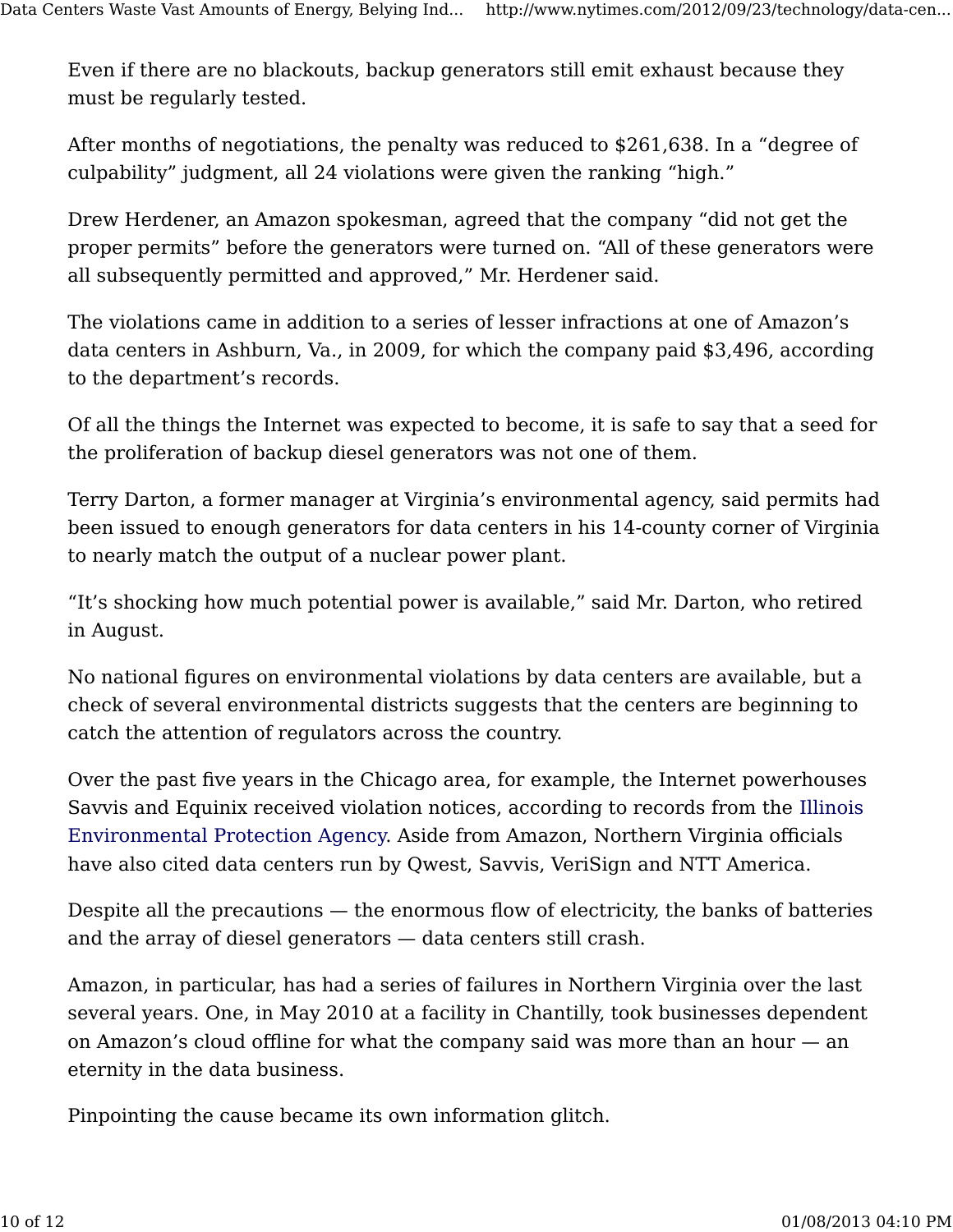Even if there are no blackouts, backup generators still emit exhaust because they must be regularly tested.

After months of negotiations, the penalty was reduced to $261,638. In a “degree of culpability” judgment, all 24 violations were given the ranking “high.”

Drew Herdener, an Amazon spokesman, agreed that the company “did not get the proper permits” before the generators were turned on. “All of these generators were all subsequently permitted and approved,” Mr. Herdener said.

The violations came in addition to a series of lesser infractions at one of Amazon’s data centers in Ashburn, Va., in 2009, for which the company paid $3,496, according to the department’s records.

Of all the things the Internet was expected to become, it is safe to say that a seed for the proliferation of backup diesel generators was not one of them.

Terry Darton, a former manager at Virginia’s environmental agency, said permits had been issued to enough generators for data centers in his 14-county corner of Virginia to nearly match the output of a nuclear power plant.

“It’s shocking how much potential power is available,” said Mr. Darton, who retired in August.

No national figures on environmental violations by data centers are available, but a check of several environmental districts suggests that the centers are beginning to catch the attention of regulators across the country.

Over the past five years in the Chicago area, for example, the Internet powerhouses Savvis and Equinix received violation notices, according to records from the Illinois Environmental Protection Agency. Aside from Amazon, Northern Virginia officials have also cited data centers run by Qwest, Savvis, VeriSign and NTT America.

Despite all the precautions — the enormous flow of electricity, the banks of batteries and the array of diesel generators — data centers still crash.

Amazon, in particular, has had a series of failures in Northern Virginia over the last several years. One, in May 2010 at a facility in Chantilly, took businesses dependent on Amazon’s cloud offline for what the company said was more than an hour — an eternity in the data business.

Pinpointing the cause became its own information glitch.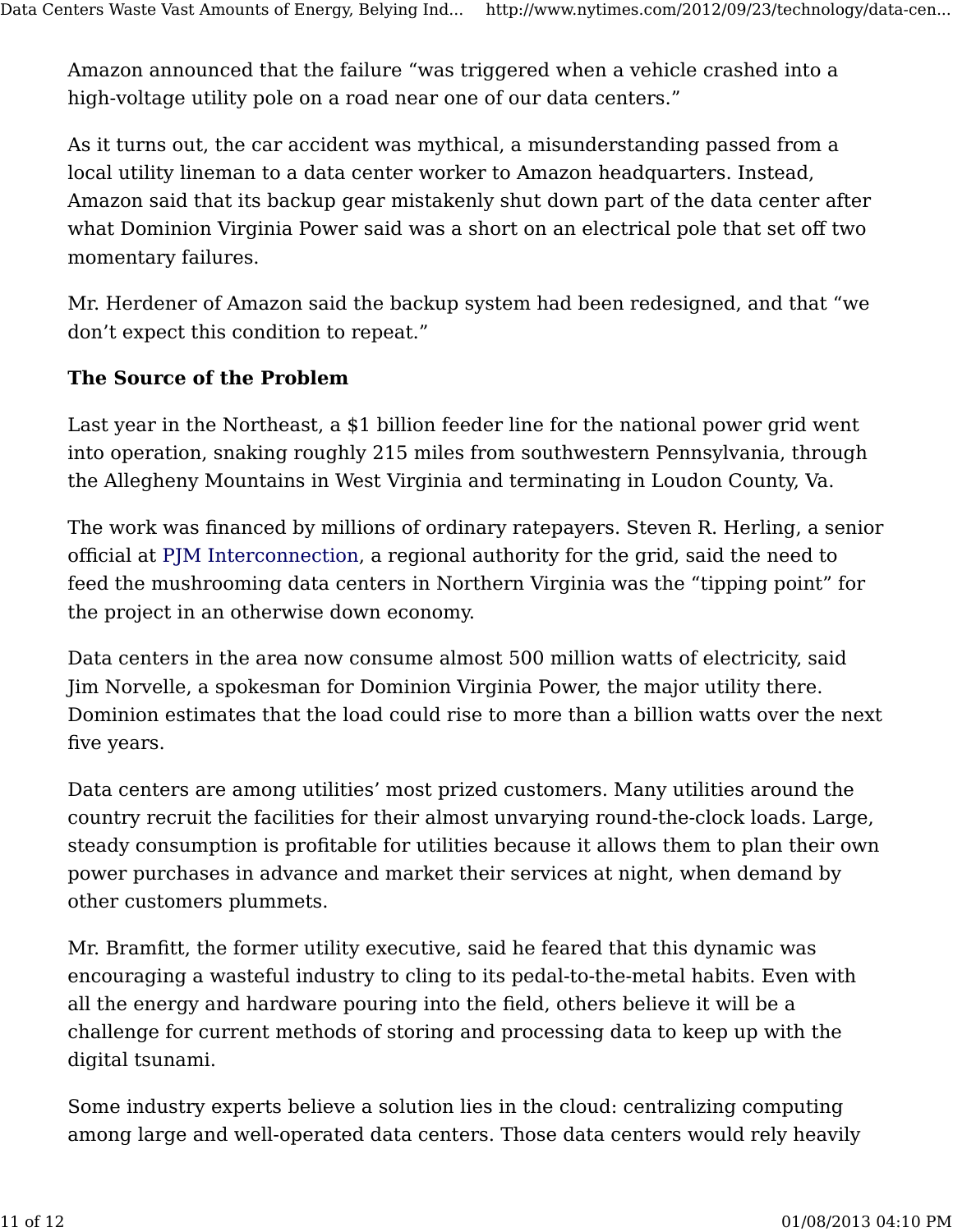Amazon announced that the failure "was triggered when a vehicle crashed into a high-voltage utility pole on a road near one of our data centers."

As it turns out, the car accident was mythical, a misunderstanding passed from a local utility lineman to a data center worker to Amazon headquarters. Instead, Amazon said that its backup gear mistakenly shut down part of the data center after what Dominion Virginia Power said was a short on an electrical pole that set off two momentary failures.

Mr. Herdener of Amazon said the backup system had been redesigned, and that "we don't expect this condition to repeat."

**The Source of the Problem**

Last year in the Northeast, a $1 billion feeder line for the national power grid went into operation, snaking roughly 215 miles from southwestern Pennsylvania, through the Allegheny Mountains in West Virginia and terminating in Loudon County, Va.

The work was financed by millions of ordinary ratepayers. Steven R. Herling, a senior official at PJM Interconnection, a regional authority for the grid, said the need to feed the mushrooming data centers in Northern Virginia was the "tipping point" for the project in an otherwise down economy.

Data centers in the area now consume almost 500 million watts of electricity, said Jim Norvelle, a spokesman for Dominion Virginia Power, the major utility there. Dominion estimates that the load could rise to more than a billion watts over the next five years.

Data centers are among utilities' most prized customers. Many utilities around the country recruit the facilities for their almost unvarying round-the-clock loads. Large, steady consumption is profitable for utilities because it allows them to plan their own power purchases in advance and market their services at night, when demand by other customers plummets.

Mr. Bramfitt, the former utility executive, said he feared that this dynamic was encouraging a wasteful industry to cling to its pedal-to-the-metal habits. Even with all the energy and hardware pouring into the field, others believe it will be a challenge for current methods of storing and processing data to keep up with the digital tsunami.

Some industry experts believe a solution lies in the cloud: centralizing computing among large and well-operated data centers. Those data centers would rely heavily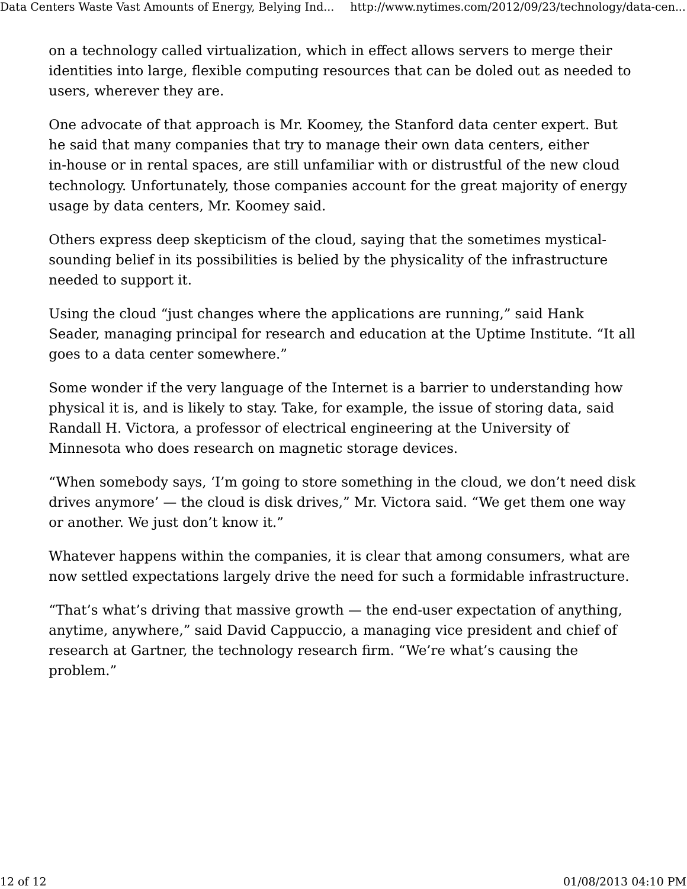on a technology called virtualization, which in effect allows servers to merge their identities into large, flexible computing resources that can be doled out as needed to users, wherever they are.

One advocate of that approach is Mr. Koomey, the Stanford data center expert. But he said that many companies that try to manage their own data centers, either in-house or in rental spaces, are still unfamiliar with or distrustful of the new cloud technology. Unfortunately, those companies account for the great majority of energy usage by data centers, Mr. Koomey said.

Others express deep skepticism of the cloud, saying that the sometimes mystical-sounding belief in its possibilities is belied by the physicality of the infrastructure needed to support it.

Using the cloud “just changes where the applications are running,” said Hank Seader, managing principal for research and education at the Uptime Institute. “It all goes to a data center somewhere.”

Some wonder if the very language of the Internet is a barrier to understanding how physical it is, and is likely to stay. Take, for example, the issue of storing data, said Randall H. Victora, a professor of electrical engineering at the University of Minnesota who does research on magnetic storage devices.

“When somebody says, ‘I’m going to store something in the cloud, we don’t need disk drives anymore’ — the cloud is disk drives,” Mr. Victora said. “We get them one way or another. We just don’t know it.”

Whatever happens within the companies, it is clear that among consumers, what are now settled expectations largely drive the need for such a formidable infrastructure.

“That’s what’s driving that massive growth — the end-user expectation of anything, anytime, anywhere,” said David Cappuccio, a managing vice president and chief of research at Gartner, the technology research firm. “We’re what’s causing the problem.”